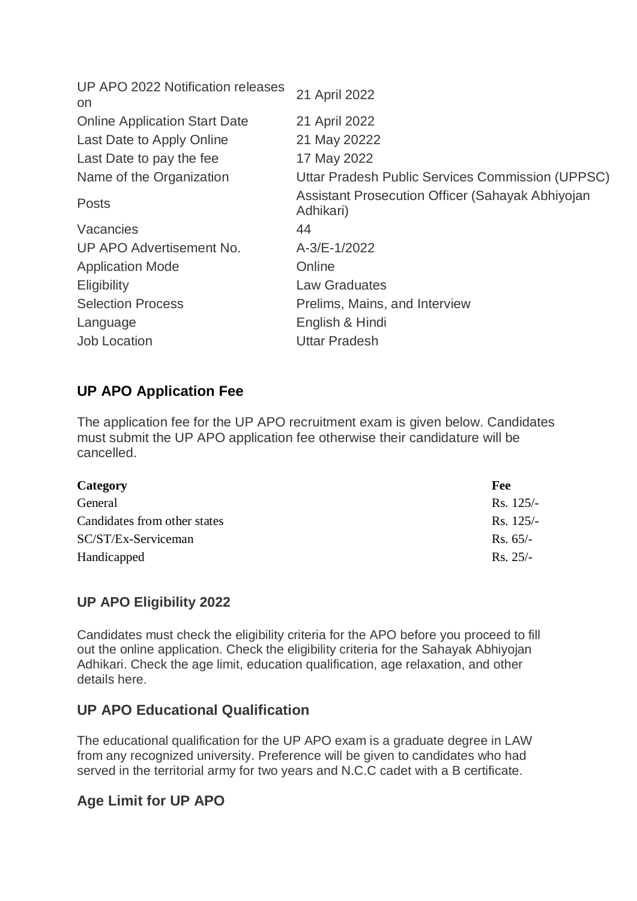| | |
|---|---|
| UP APO 2022 Notification releases on | 21 April 2022 |
| Online Application Start Date | 21 April 2022 |
| Last Date to Apply Online | 21 May 20222 |
| Last Date to pay the fee | 17 May 2022 |
| Name of the Organization | Uttar Pradesh Public Services Commission (UPPSC) |
| Posts | Assistant Prosecution Officer (Sahayak Abhiyojan Adhikari) |
| Vacancies | 44 |
| UP APO Advertisement No. | A-3/E-1/2022 |
| Application Mode | Online |
| Eligibility | Law Graduates |
| Selection Process | Prelims, Mains, and Interview |
| Language | English & Hindi |
| Job Location | Uttar Pradesh |

## UP APO Application Fee

The application fee for the UP APO recruitment exam is given below. Candidates must submit the UP APO application fee otherwise their candidature will be cancelled.

| Category | Fee |
|---|---|
| General | Rs. 125/- |
| Candidates from other states | Rs. 125/- |
| SC/ST/Ex-Serviceman | Rs. 65/- |
| Handicapped | Rs. 25/- |

## UP APO Eligibility 2022

Candidates must check the eligibility criteria for the APO before you proceed to fill out the online application. Check the eligibility criteria for the Sahayak Abhiyojan Adhikari. Check the age limit, education qualification, age relaxation, and other details here.

## UP APO Educational Qualification

The educational qualification for the UP APO exam is a graduate degree in LAW from any recognized university. Preference will be given to candidates who had served in the territorial army for two years and N.C.C cadet with a B certificate.

## Age Limit for UP APO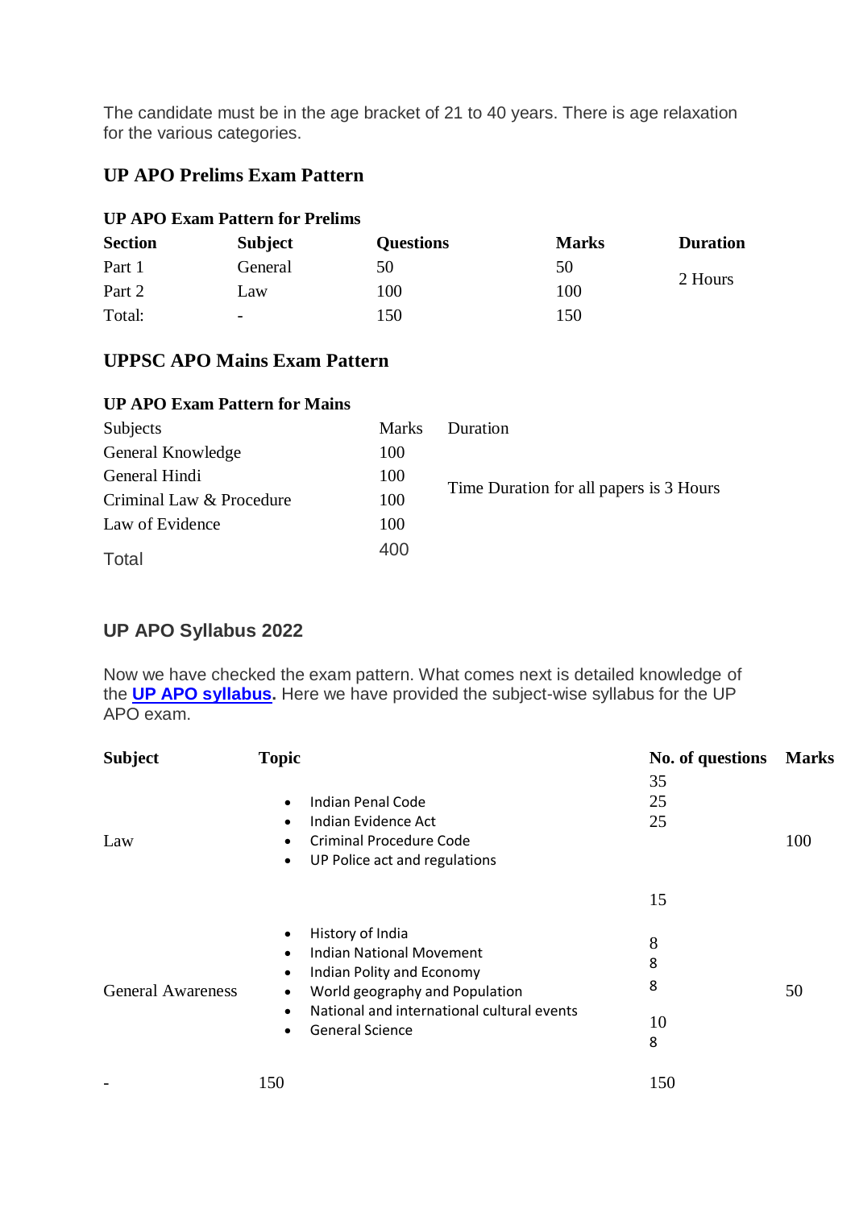The candidate must be in the age bracket of 21 to 40 years. There is age relaxation for the various categories.

### UP APO Prelims Exam Pattern

**UP APO Exam Pattern for Prelims**

| Section | Subject | Questions | Marks | Duration |
|---|---|---|---|---|
| Part 1 | General | 50 | 50 | 2 Hours |
| Part 2 | Law | 100 | 100 | |
| Total: | - | 150 | 150 | |

### UPPSC APO Mains Exam Pattern

**UP APO Exam Pattern for Mains**

| Subjects | Marks | Duration |
|---|---|---|
| General Knowledge | 100 | Time Duration for all papers is 3 Hours |
| General Hindi | 100 | |
| Criminal Law & Procedure | 100 | |
| Law of Evidence | 100 | |
| Total | 400 | |

### UP APO Syllabus 2022

Now we have checked the exam pattern. What comes next is detailed knowledge of the **UP APO syllabus**. Here we have provided the subject-wise syllabus for the UP APO exam.

| Subject | Topic | No. of questions | Marks |
|---|---|---|---|
| Law | • Indian Penal Code<br>• Indian Evidence Act<br>• Criminal Procedure Code<br>• UP Police act and regulations | 35<br>25<br>25<br>15 | 100 |
| General Awareness | • History of India<br>• Indian National Movement<br>• Indian Polity and Economy<br>• World geography and Population<br>• National and international cultural events<br>• General Science | 8<br>8<br>8<br>10<br>8 | 50 |
| - | 150 | 150 | |